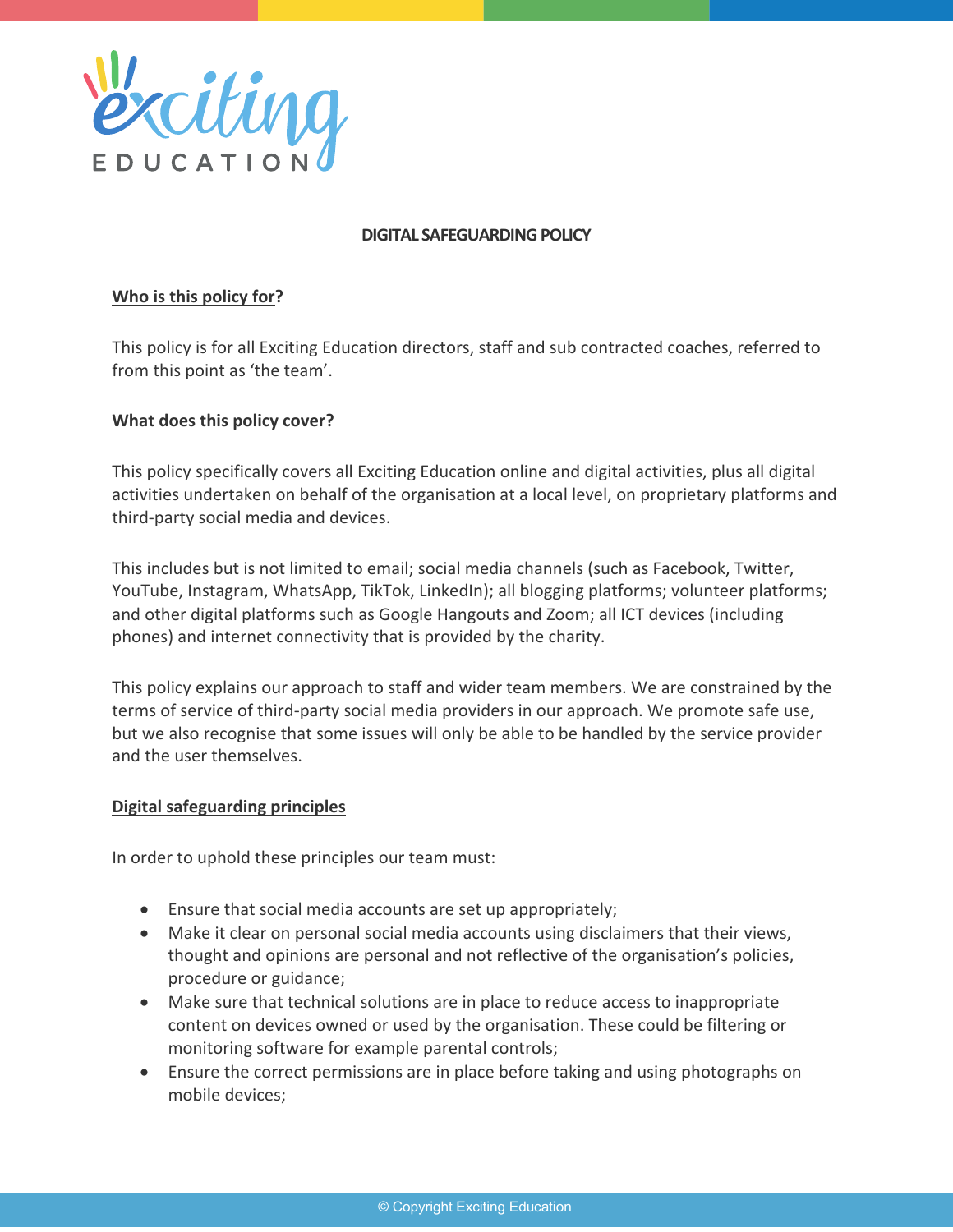# DIGITAL SAFEGUARDING POLICY

**Who is this policy for?**

This policy is for all Exciting Education directors, staff and sub contracted coaches, referred to from this point as 'the team'.

**What does this policy cover?**

This policy specifically covers all Exciting Education online and digital activities, plus all digital activities undertaken on behalf of the organisation at a local level, on proprietary platforms and third-party social media and devices.

This includes but is not limited to email; social media channels (such as Facebook, Twitter, YouTube, Instagram, WhatsApp, TikTok, LinkedIn); all blogging platforms; volunteer platforms; and other digital platforms such as Google Hangouts and Zoom; all ICT devices (including phones) and internet connectivity that is provided by the charity.

This policy explains our approach to staff and wider team members. We are constrained by the terms of service of third-party social media providers in our approach. We promote safe use, but we also recognise that some issues will only be able to be handled by the service provider and the user themselves.

**Digital safeguarding principles**

In order to uphold these principles our team must:

- Ensure that social media accounts are set up appropriately;
- Make it clear on personal social media accounts using disclaimers that their views, thought and opinions are personal and not reflective of the organisation's policies, procedure or guidance;
- Make sure that technical solutions are in place to reduce access to inappropriate content on devices owned or used by the organisation. These could be filtering or monitoring software for example parental controls;
- Ensure the correct permissions are in place before taking and using photographs on mobile devices;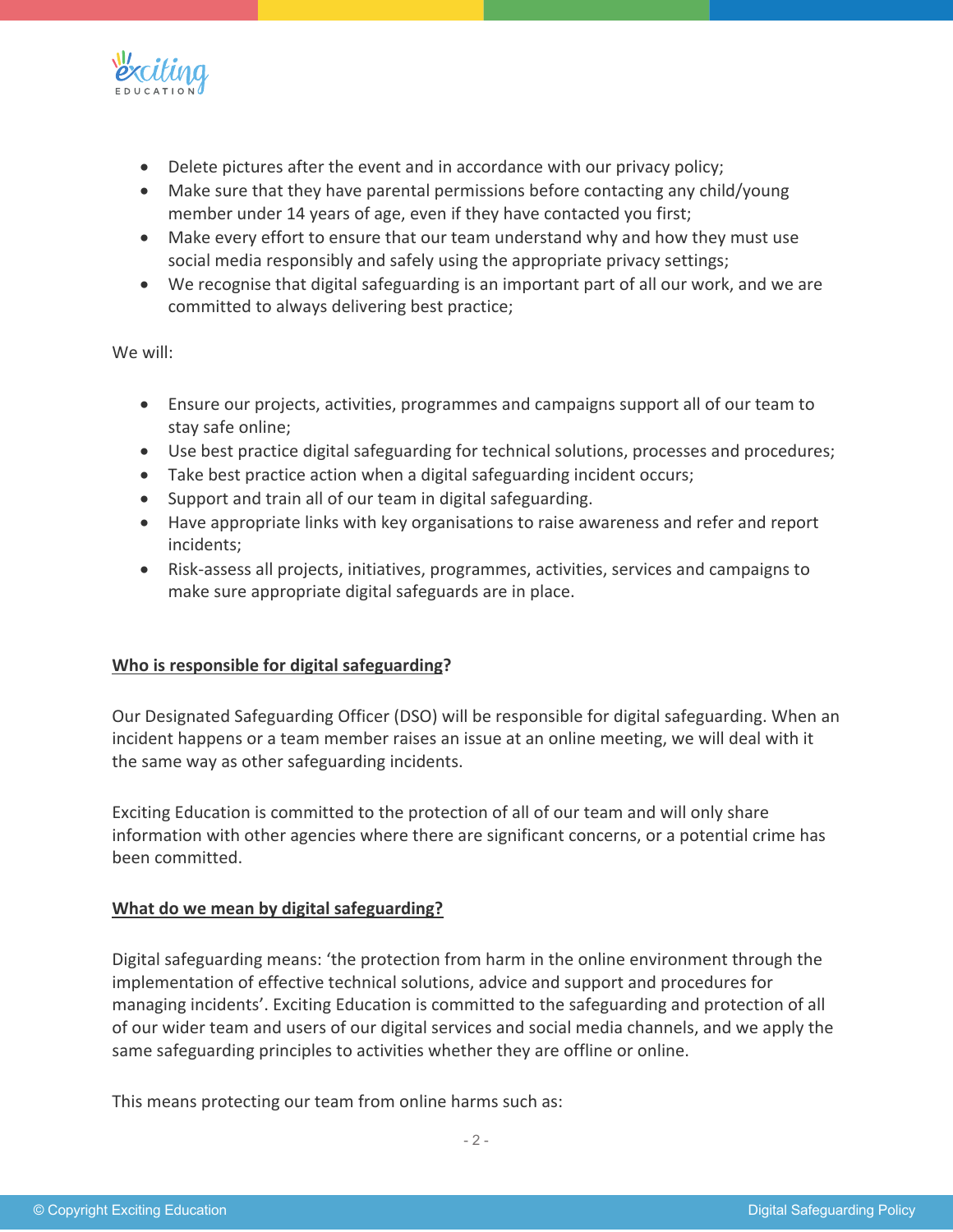- Delete pictures after the event and in accordance with our privacy policy;
- Make sure that they have parental permissions before contacting any child/young member under 14 years of age, even if they have contacted you first;
- Make every effort to ensure that our team understand why and how they must use social media responsibly and safely using the appropriate privacy settings;
- We recognise that digital safeguarding is an important part of all our work, and we are committed to always delivering best practice;

We will:

- Ensure our projects, activities, programmes and campaigns support all of our team to stay safe online;
- Use best practice digital safeguarding for technical solutions, processes and procedures;
- Take best practice action when a digital safeguarding incident occurs;
- Support and train all of our team in digital safeguarding.
- Have appropriate links with key organisations to raise awareness and refer and report incidents;
- Risk-assess all projects, initiatives, programmes, activities, services and campaigns to make sure appropriate digital safeguards are in place.

**Who is responsible for digital safeguarding?**

Our Designated Safeguarding Officer (DSO) will be responsible for digital safeguarding. When an incident happens or a team member raises an issue at an online meeting, we will deal with it the same way as other safeguarding incidents.

Exciting Education is committed to the protection of all of our team and will only share information with other agencies where there are significant concerns, or a potential crime has been committed.

**What do we mean by digital safeguarding?**

Digital safeguarding means: 'the protection from harm in the online environment through the implementation of effective technical solutions, advice and support and procedures for managing incidents'. Exciting Education is committed to the safeguarding and protection of all of our wider team and users of our digital services and social media channels, and we apply the same safeguarding principles to activities whether they are offline or online.

This means protecting our team from online harms such as: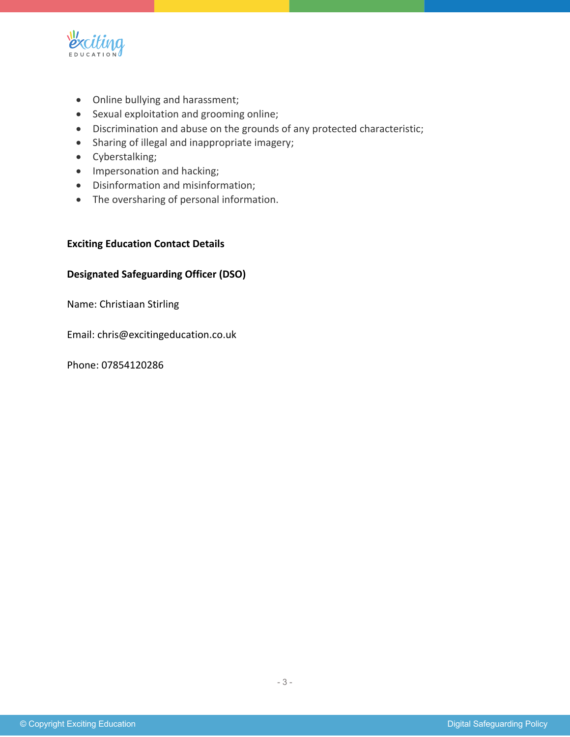- Online bullying and harassment;
- Sexual exploitation and grooming online;
- Discrimination and abuse on the grounds of any protected characteristic;
- Sharing of illegal and inappropriate imagery;
- Cyberstalking;
- Impersonation and hacking;
- Disinformation and misinformation;
- The oversharing of personal information.

**Exciting Education Contact Details**

**Designated Safeguarding Officer (DSO)**

Name: Christiaan Stirling

Email: chris@excitingeducation.co.uk

Phone: 07854120286